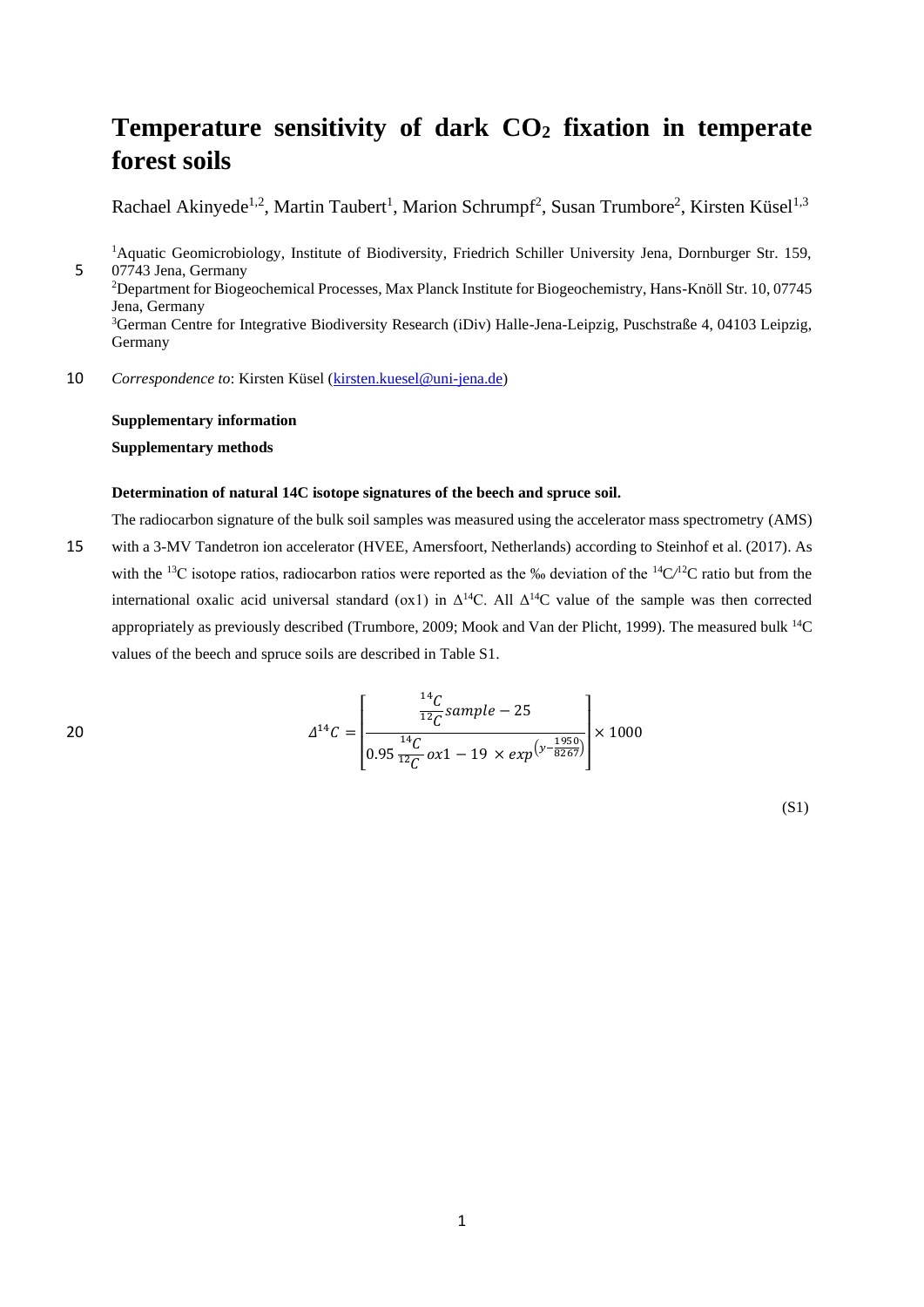# Temperature sensitivity of dark $CO_2$ fixation in temperate forest soils

Rachael Akinyede[1,2], Martin Taubert[1], Marion Schrumpf[2], Susan Trumbore[2], Kirsten Küsel[1,3]

[1]Aquatic Geomicrobiology, Institute of Biodiversity, Friedrich Schiller University Jena, Dornburger Str. 159, 07743 Jena, Germany
[2]Department for Biogeochemical Processes, Max Planck Institute for Biogeochemistry, Hans-Knöll Str. 10, 07745 Jena, Germany
[3]German Centre for Integrative Biodiversity Research (iDiv) Halle-Jena-Leipzig, Puschstraße 4, 04103 Leipzig, Germany

*Correspondence to*: Kirsten Küsel (kirsten.kuesel@uni-jena.de)

**Supplementary information**

**Supplementary methods**

**Determination of natural 14C isotope signatures of the beech and spruce soil.**

The radiocarbon signature of the bulk soil samples was measured using the accelerator mass spectrometry (AMS) with a 3-MV Tandetron ion accelerator (HVEE, Amersfoort, Netherlands) according to Steinhof et al. (2017). As with the $^{13}C$ isotope ratios, radiocarbon ratios were reported as the ‰ deviation of the $^{14}C/^{12}C$ ratio but from the international oxalic acid universal standard (ox1) in $\Delta^{14}C$. All $\Delta^{14}C$ value of the sample was then corrected appropriately as previously described (Trumbore, 2009; Mook and Van der Plicht, 1999). The measured bulk $^{14}C$ values of the beech and spruce soils are described in Table S1.

$$\Delta^{14}C = \left[ \frac{\frac{^{14}C}{^{12}C} sample - 25}{0.95 \frac{^{14}C}{^{12}C} ox1 - 19 \times exp^{\left(y - \frac{1950}{8267}\right)}} \right] \times 1000 \tag{S1}$$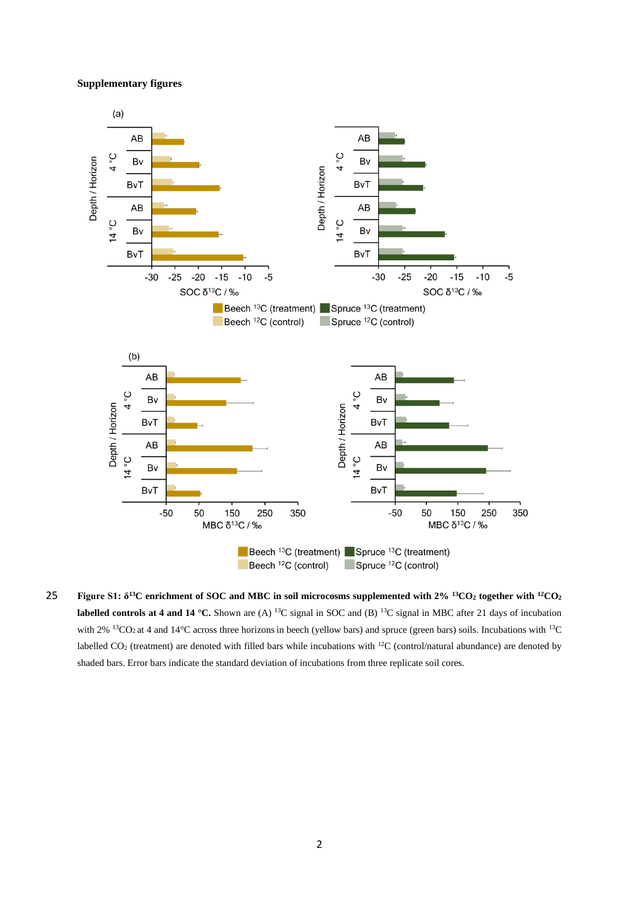## Supplementary figures

Figure S1: $\delta^{13}C$ enrichment of SOC and MBC in soil microcosms supplemented with 2% $^{13}CO_2$ together with $^{12}CO_2$ labelled controls at 4 and 14 °C. Shown are (A) $^{13}C$ signal in SOC and (B) $^{13}C$ signal in MBC after 21 days of incubation with 2% $^{13}CO_2$ at 4 and 14°C across three horizons in beech (yellow bars) and spruce (green bars) soils. Incubations with $^{13}C$ labelled $CO_2$ (treatment) are denoted with filled bars while incubations with $^{12}C$ (control/natural abundance) are denoted by shaded bars. Error bars indicate the standard deviation of incubations from three replicate soil cores.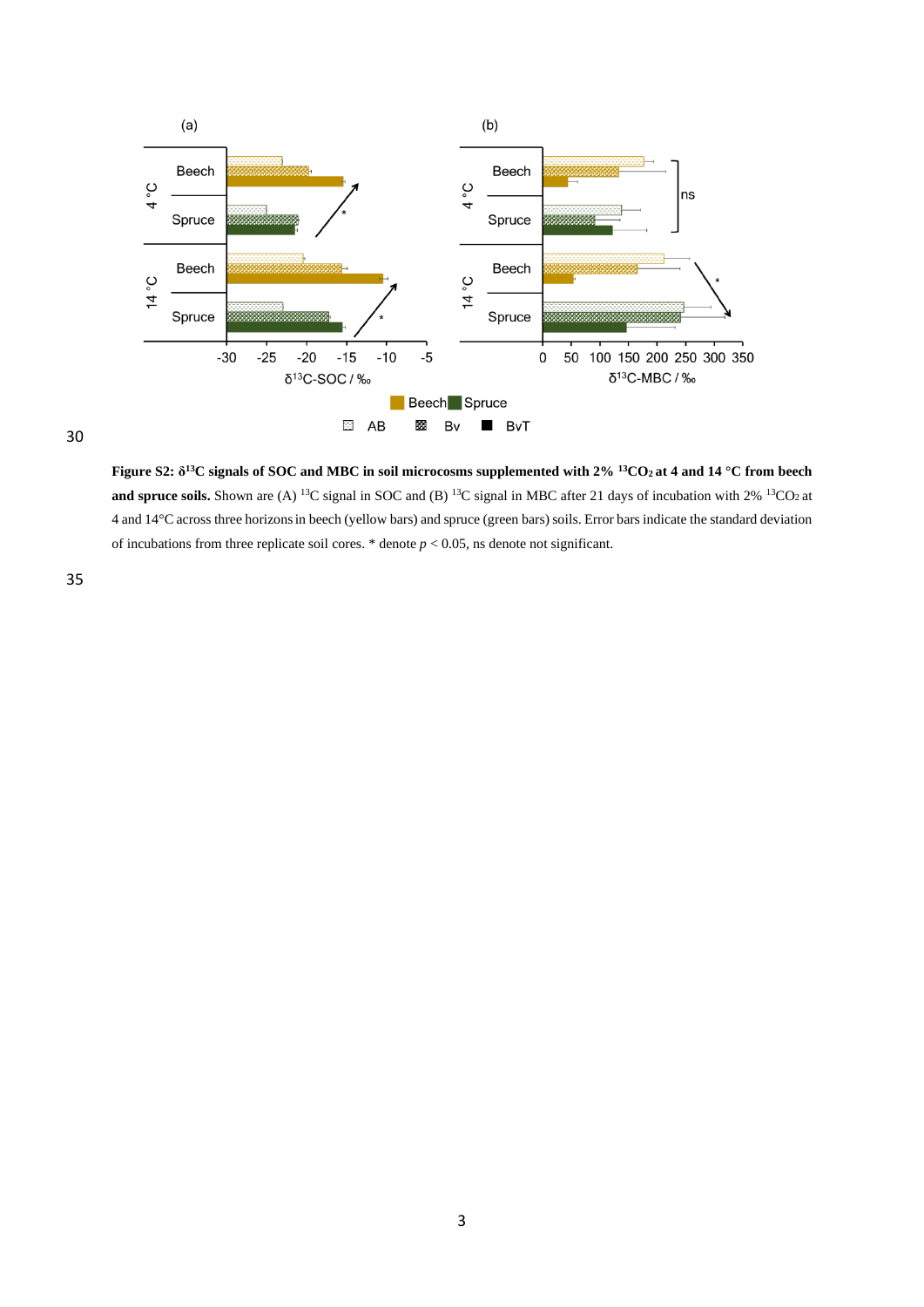**Figure S2: $\delta^{13}C$ signals of SOC and MBC in soil microcosms supplemented with 2% $^{13}CO_2$ at 4 and 14 °C from beech and spruce soils.** Shown are (A) $^{13}C$ signal in SOC and (B) $^{13}C$ signal in MBC after 21 days of incubation with 2% $^{13}CO_2$ at 4 and 14°C across three horizons in beech (yellow bars) and spruce (green bars) soils. Error bars indicate the standard deviation of incubations from three replicate soil cores. * denote $p < 0.05$, ns denote not significant.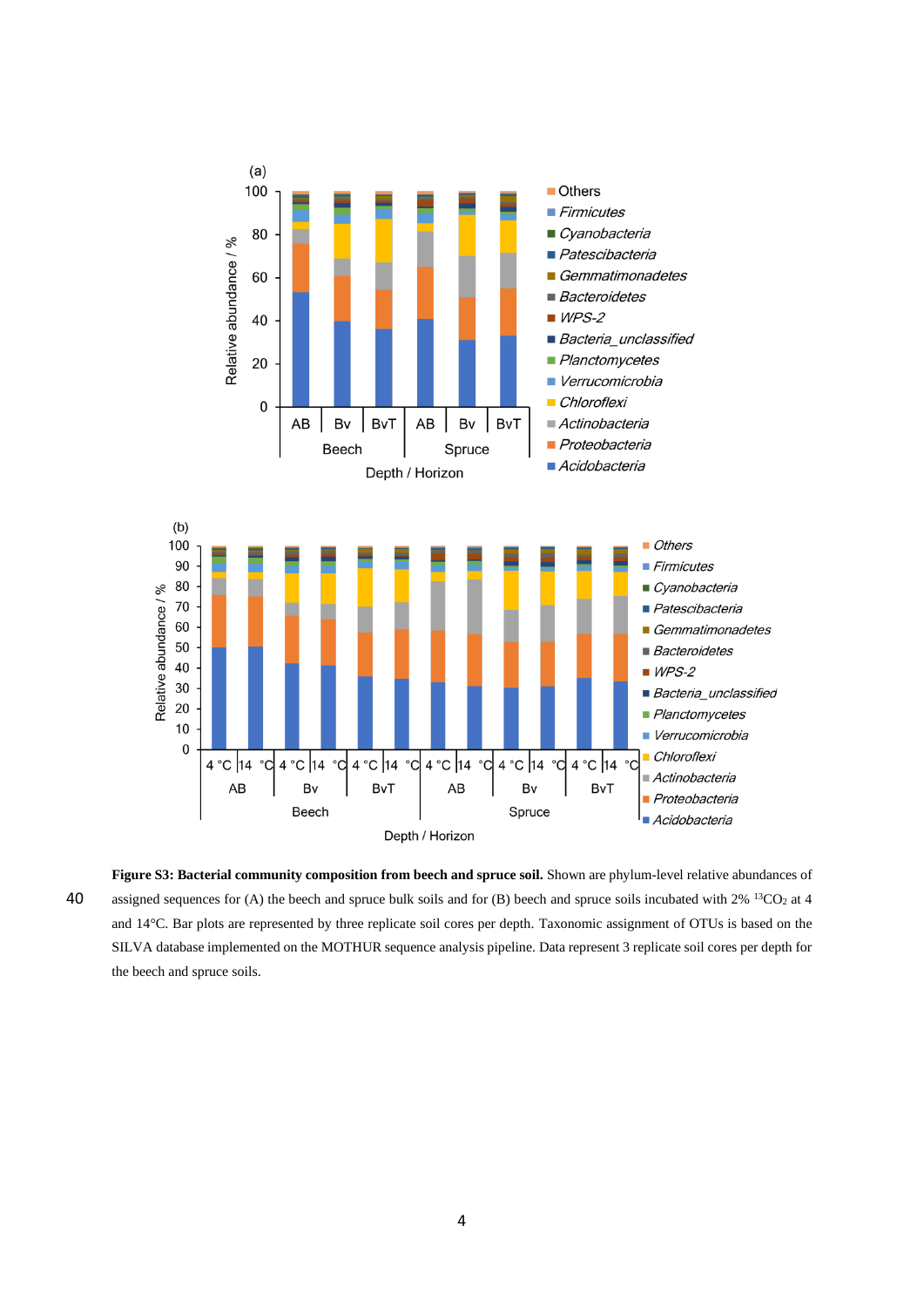**Figure S3: Bacterial community composition from beech and spruce soil.** Shown are phylum-level relative abundances of assigned sequences for (A) the beech and spruce bulk soils and for (B) beech and spruce soils incubated with 2% $^{13}CO_2$ at 4 and 14°C. Bar plots are represented by three replicate soil cores per depth. Taxonomic assignment of OTUs is based on the SILVA database implemented on the MOTHUR sequence analysis pipeline. Data represent 3 replicate soil cores per depth for the beech and spruce soils.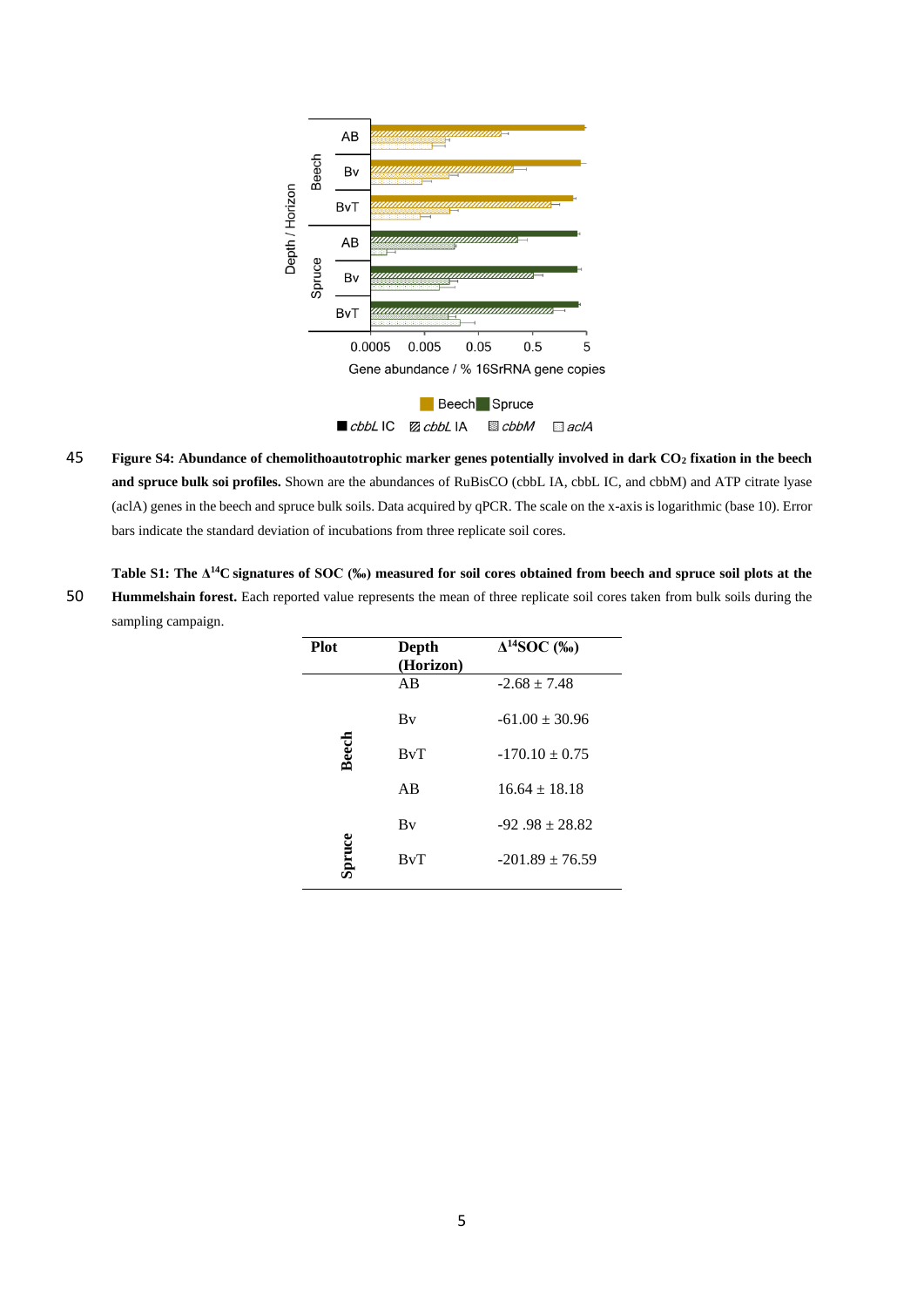**Figure S4: Abundance of chemolithoautotrophic marker genes potentially involved in dark $CO_2$ fixation in the beech and spruce bulk soi profiles.** Shown are the abundances of RuBisCO (cbbL IA, cbbL IC, and cbbM) and ATP citrate lyase (aclA) genes in the beech and spruce bulk soils. Data acquired by qPCR. The scale on the x-axis is logarithmic (base 10). Error bars indicate the standard deviation of incubations from three replicate soil cores.

**Table S1: The $\Delta^{14}$C signatures of SOC (‰) measured for soil cores obtained from beech and spruce soil plots at the Hummelshain forest.** Each reported value represents the mean of three replicate soil cores taken from bulk soils during the sampling campaign.

| Plot | Depth (Horizon) | $\Delta^{14}$SOC (‰) |
|---|---|---|
| Beech | AB | -2.68 ± 7.48 |
| | Bv | -61.00 ± 30.96 |
| | BvT | -170.10 ± 0.75 |
| Spruce | AB | 16.64 ± 18.18 |
| | Bv | -92 .98 ± 28.82 |
| | BvT | -201.89 ± 76.59 |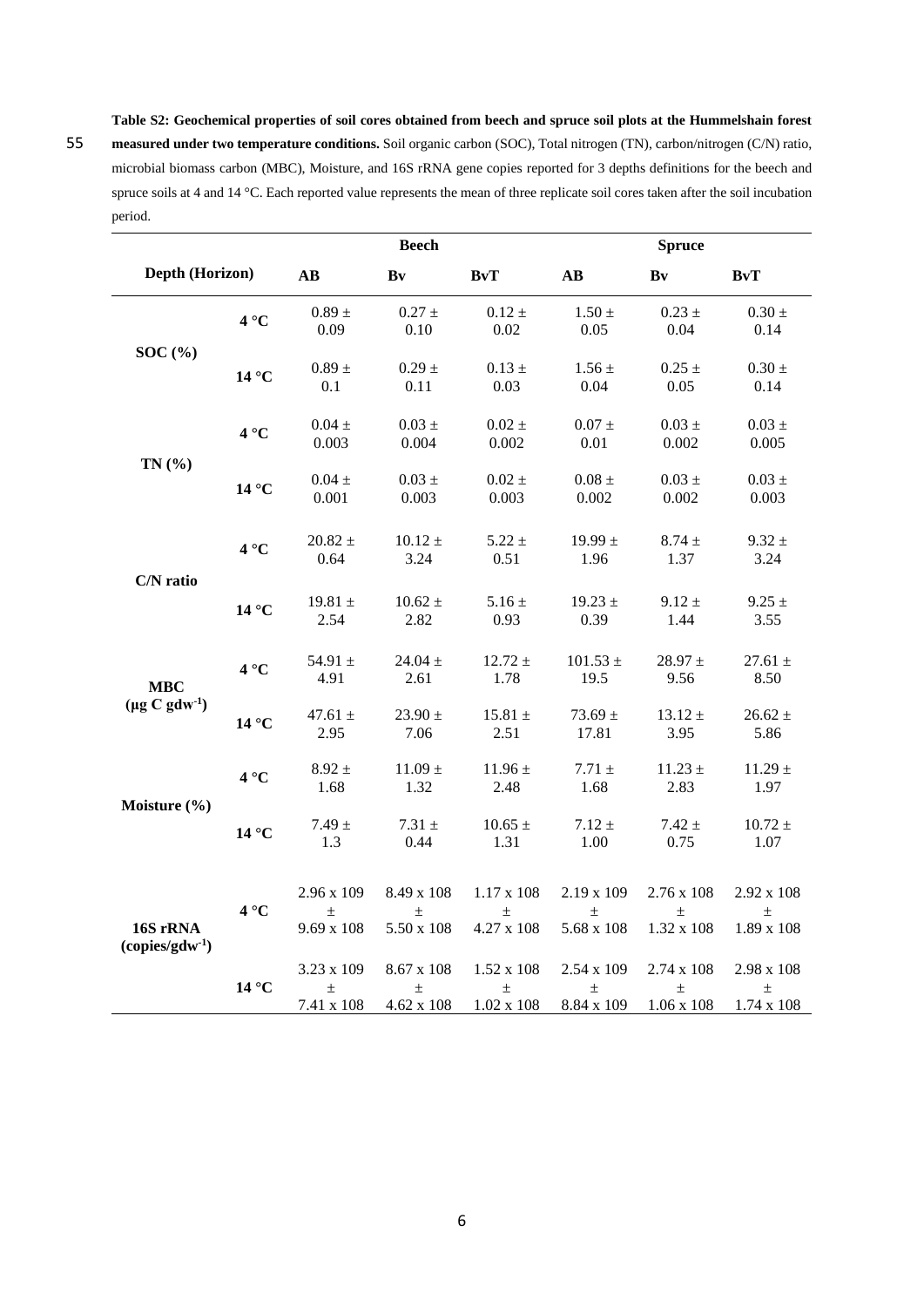**Table S2: Geochemical properties of soil cores obtained from beech and spruce soil plots at the Hummelshain forest measured under two temperature conditions.** Soil organic carbon (SOC), Total nitrogen (TN), carbon/nitrogen (C/N) ratio, microbial biomass carbon (MBC), Moisture, and 16S rRNA gene copies reported for 3 depths definitions for the beech and spruce soils at 4 and 14 °C. Each reported value represents the mean of three replicate soil cores taken after the soil incubation period.

| | | Beech | | | Spruce | | |
|---|---|---|---|---|---|---|---|
| **Depth (Horizon)** | | **AB** | **Bv** | **BvT** | **AB** | **Bv** | **BvT** |
| **SOC (%)** | **4 °C** | 0.89 ± 0.09 | 0.27 ± 0.10 | 0.12 ± 0.02 | 1.50 ± 0.05 | 0.23 ± 0.04 | 0.30 ± 0.14 |
| | **14 °C** | 0.89 ± 0.1 | 0.29 ± 0.11 | 0.13 ± 0.03 | 1.56 ± 0.04 | 0.25 ± 0.05 | 0.30 ± 0.14 |
| **TN (%)** | **4 °C** | 0.04 ± 0.003 | 0.03 ± 0.004 | 0.02 ± 0.002 | 0.07 ± 0.01 | 0.03 ± 0.002 | 0.03 ± 0.005 |
| | **14 °C** | 0.04 ± 0.001 | 0.03 ± 0.003 | 0.02 ± 0.003 | 0.08 ± 0.002 | 0.03 ± 0.002 | 0.03 ± 0.003 |
| **C/N ratio** | **4 °C** | 20.82 ± 0.64 | 10.12 ± 3.24 | 5.22 ± 0.51 | 19.99 ± 1.96 | 8.74 ± 1.37 | 9.32 ± 3.24 |
| | **14 °C** | 19.81 ± 2.54 | 10.62 ± 2.82 | 5.16 ± 0.93 | 19.23 ± 0.39 | 9.12 ± 1.44 | 9.25 ± 3.55 |
| **MBC ($\mu$g C gdw$^{-1}$)** | **4 °C** | 54.91 ± 4.91 | 24.04 ± 2.61 | 12.72 ± 1.78 | 101.53 ± 19.5 | 28.97 ± 9.56 | 27.61 ± 8.50 |
| | **14 °C** | 47.61 ± 2.95 | 23.90 ± 7.06 | 15.81 ± 2.51 | 73.69 ± 17.81 | 13.12 ± 3.95 | 26.62 ± 5.86 |
| **Moisture (%)** | **4 °C** | 8.92 ± 1.68 | 11.09 ± 1.32 | 11.96 ± 2.48 | 7.71 ± 1.68 | 11.23 ± 2.83 | 11.29 ± 1.97 |
| | **14 °C** | 7.49 ± 1.3 | 7.31 ± 0.44 | 10.65 ± 1.31 | 7.12 ± 1.00 | 7.42 ± 0.75 | 10.72 ± 1.07 |
| **16S rRNA (copies/gdw$^{-1}$)** | **4 °C** | 2.96 x 109 ± 9.69 x 108 | 8.49 x 108 ± 5.50 x 108 | 1.17 x 108 ± 4.27 x 108 | 2.19 x 109 ± 5.68 x 108 | 2.76 x 108 ± 1.32 x 108 | 2.92 x 108 ± 1.89 x 108 |
| | **14 °C** | 3.23 x 109 ± 7.41 x 108 | 8.67 x 108 ± 4.62 x 108 | 1.52 x 108 ± 1.02 x 108 | 2.54 x 109 ± 8.84 x 109 | 2.74 x 108 ± 1.06 x 108 | 2.98 x 108 ± 1.74 x 108 |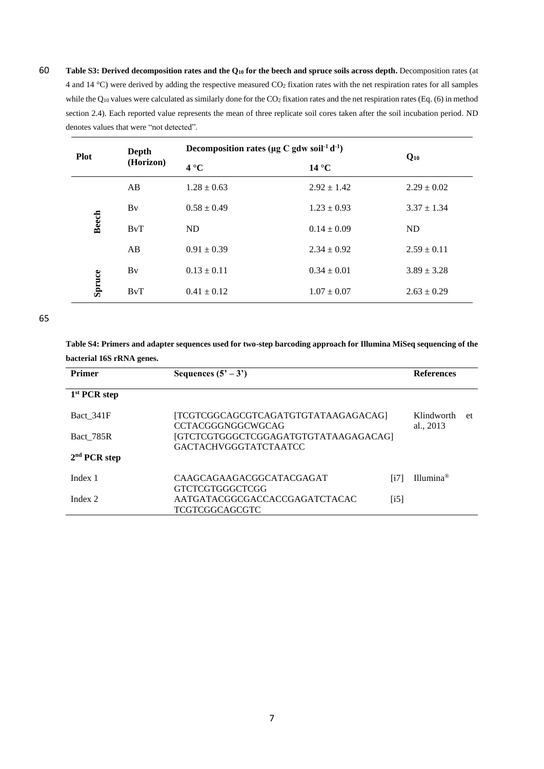**Table S3: Derived decomposition rates and the $Q_{10}$ for the beech and spruce soils across depth.** Decomposition rates (at 4 and 14 °C) were derived by adding the respective measured $CO_2$ fixation rates with the net respiration rates for all samples while the $Q_{10}$ values were calculated as similarly done for the $CO_2$ fixation rates and the net respiration rates (Eq. (6) in method section 2.4). Each reported value represents the mean of three replicate soil cores taken after the soil incubation period. ND denotes values that were "not detected".

| Plot | Depth (Horizon) | Decomposition rates (µg C gdw soil$^{-1}$ d$^{-1}$) | | $Q_{10}$ |
|---|---|---|---|---|
| | | 4 °C | 14 °C | |
| Beech | AB | 1.28 ± 0.63 | 2.92 ± 1.42 | 2.29 ± 0.02 |
| | Bv | 0.58 ± 0.49 | 1.23 ± 0.93 | 3.37 ± 1.34 |
| | BvT | ND | 0.14 ± 0.09 | ND |
| Spruce | AB | 0.91 ± 0.39 | 2.34 ± 0.92 | 2.59 ± 0.11 |
| | Bv | 0.13 ± 0.11 | 0.34 ± 0.01 | 3.89 ± 3.28 |
| | BvT | 0.41 ± 0.12 | 1.07 ± 0.07 | 2.63 ± 0.29 |

**Table S4: Primers and adapter sequences used for two-step barcoding approach for Illumina MiSeq sequencing of the bacterial 16S rRNA genes.**

| Primer | Sequences (5' – 3') | | References |
|---|---|---|---|
| **1st PCR step** | | | |
| Bact_341F | [TCGTCGGCAGCGTCAGATGTGTATAAGAGACAG] CCTACGGGNGGCWGCAG | | Klindworth et al., 2013 |
| Bact_785R | [GTCTCGTGGGCTCGGAGATGTGTATAAGAGACAG] GACTACHVGGGTATCTAATCC | | |
| **2nd PCR step** | | | |
| Index 1 | CAAGCAGAAGACGGCATACGAGAT GTCTCGTGGGCTCGG | [i7] | Illumina® |
| Index 2 | AATGATACGGCGACCACCGAGATCTACAC TCGTCGGCAGCGTC | [i5] | |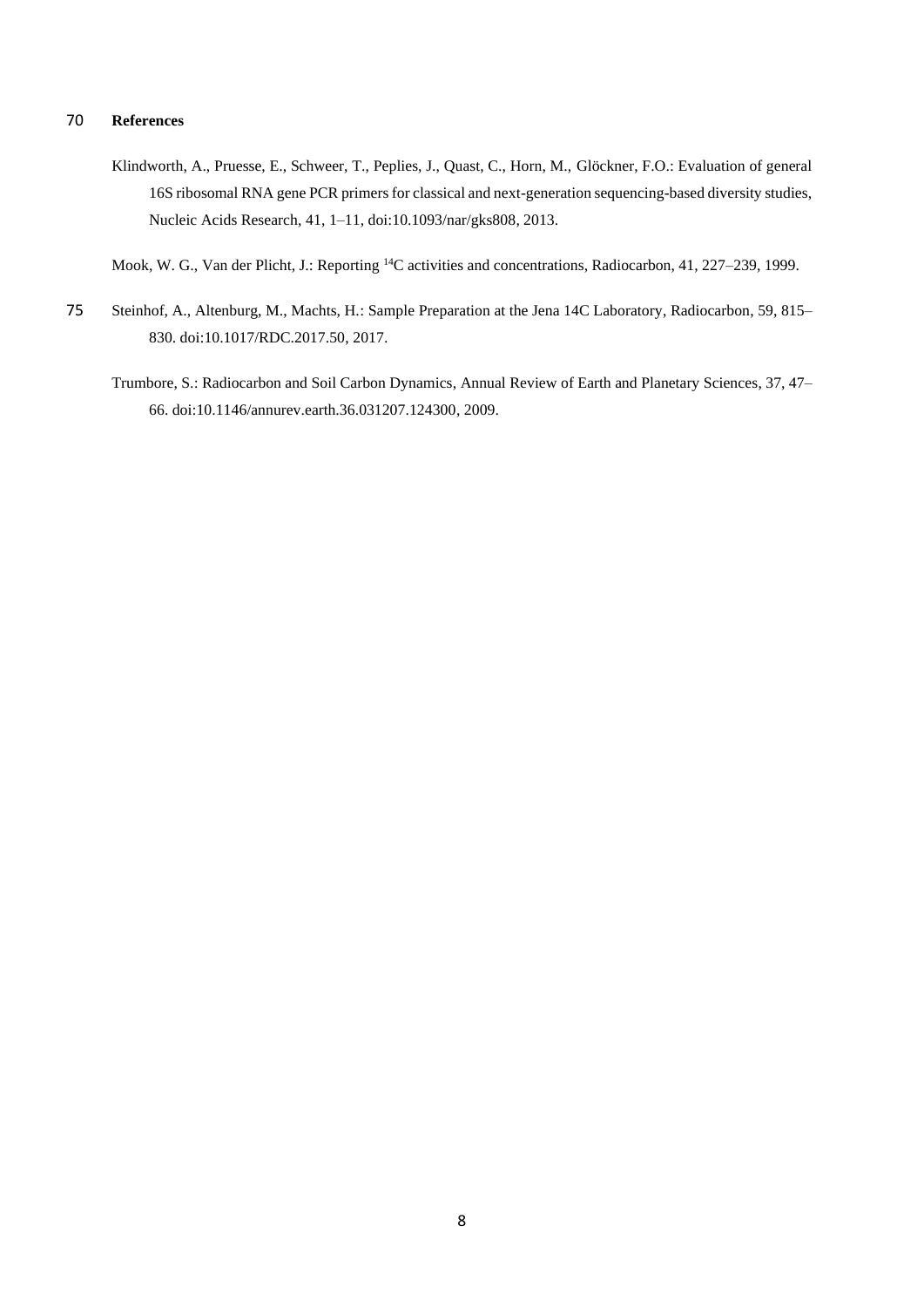# References

Klindworth, A., Pruesse, E., Schweer, T., Peplies, J., Quast, C., Horn, M., Glöckner, F.O.: Evaluation of general 16S ribosomal RNA gene PCR primers for classical and next-generation sequencing-based diversity studies, Nucleic Acids Research, 41, 1–11, doi:10.1093/nar/gks808, 2013.

Mook, W. G., Van der Plicht, J.: Reporting $^{14}C$ activities and concentrations, Radiocarbon, 41, 227–239, 1999.

Steinhof, A., Altenburg, M., Machts, H.: Sample Preparation at the Jena 14C Laboratory, Radiocarbon, 59, 815–830. doi:10.1017/RDC.2017.50, 2017.

Trumbore, S.: Radiocarbon and Soil Carbon Dynamics, Annual Review of Earth and Planetary Sciences, 37, 47–66. doi:10.1146/annurev.earth.36.031207.124300, 2009.